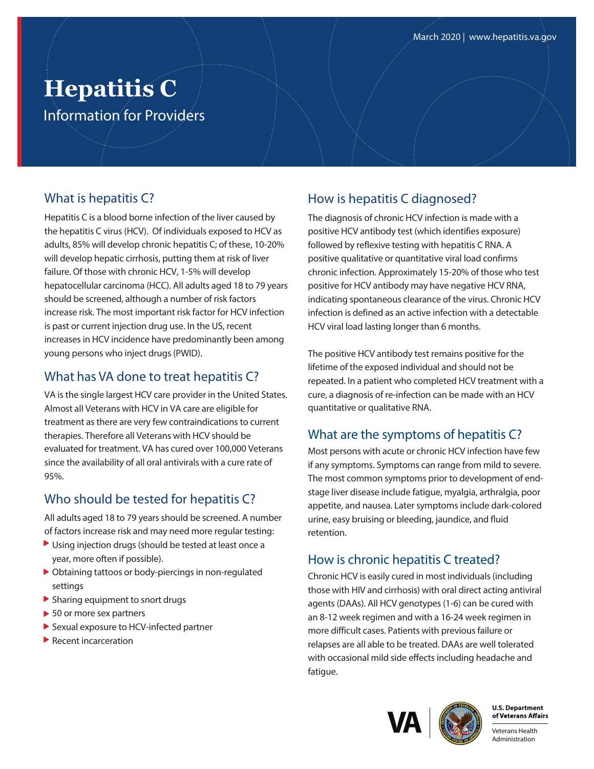March 2020 | www.hepatitis.va.gov

# Hepatitis C

Information for Providers

## What is hepatitis C?

Hepatitis C is a blood borne infection of the liver caused by the hepatitis C virus (HCV). Of individuals exposed to HCV as adults, 85% will develop chronic hepatitis C; of these, 10-20% will develop hepatic cirrhosis, putting them at risk of liver failure. Of those with chronic HCV, 1-5% will develop hepatocellular carcinoma (HCC). All adults aged 18 to 79 years should be screened, although a number of risk factors increase risk. The most important risk factor for HCV infection is past or current injection drug use. In the US, recent increases in HCV incidence have predominantly been among young persons who inject drugs (PWID).

## What has VA done to treat hepatitis C?

VA is the single largest HCV care provider in the United States. Almost all Veterans with HCV in VA care are eligible for treatment as there are very few contraindications to current therapies. Therefore all Veterans with HCV should be evaluated for treatment. VA has cured over 100,000 Veterans since the availability of all oral antivirals with a cure rate of 95%.

## Who should be tested for hepatitis C?

All adults aged 18 to 79 years should be screened. A number of factors increase risk and may need more regular testing:

- Using injection drugs (should be tested at least once a year, more often if possible).
- Obtaining tattoos or body-piercings in non-regulated settings
- Sharing equipment to snort drugs
- 50 or more sex partners
- Sexual exposure to HCV-infected partner
- Recent incarceration

## How is hepatitis C diagnosed?

The diagnosis of chronic HCV infection is made with a positive HCV antibody test (which identifies exposure) followed by reflexive testing with hepatitis C RNA. A positive qualitative or quantitative viral load confirms chronic infection. Approximately 15-20% of those who test positive for HCV antibody may have negative HCV RNA, indicating spontaneous clearance of the virus. Chronic HCV infection is defined as an active infection with a detectable HCV viral load lasting longer than 6 months.

The positive HCV antibody test remains positive for the lifetime of the exposed individual and should not be repeated. In a patient who completed HCV treatment with a cure, a diagnosis of re-infection can be made with an HCV quantitative or qualitative RNA.

## What are the symptoms of hepatitis C?

Most persons with acute or chronic HCV infection have few if any symptoms. Symptoms can range from mild to severe. The most common symptoms prior to development of end-stage liver disease include fatigue, myalgia, arthralgia, poor appetite, and nausea. Later symptoms include dark-colored urine, easy bruising or bleeding, jaundice, and fluid retention.

## How is chronic hepatitis C treated?

Chronic HCV is easily cured in most individuals (including those with HIV and cirrhosis) with oral direct acting antiviral agents (DAAs). All HCV genotypes (1-6) can be cured with an 8-12 week regimen and with a 16-24 week regimen in more difficult cases. Patients with previous failure or relapses are all able to be treated. DAAs are well tolerated with occasional mild side effects including headache and fatigue.

U.S. Department of Veterans Affairs

Veterans Health Administration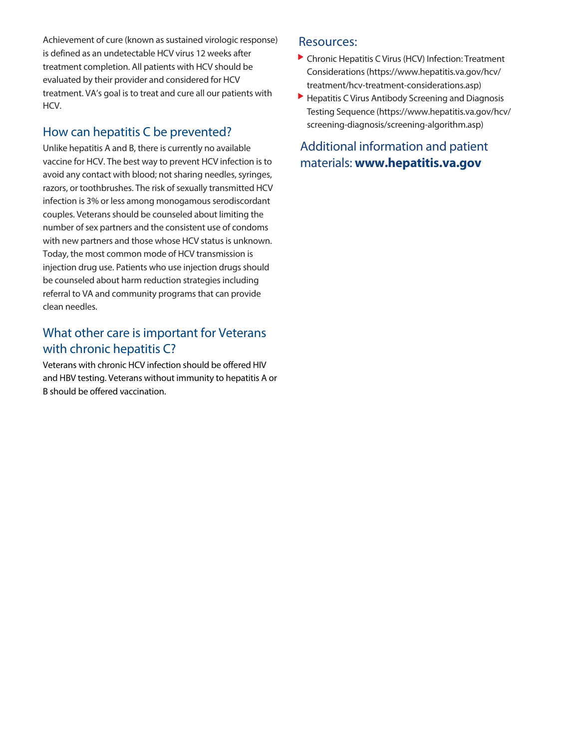Achievement of cure (known as sustained virologic response) is defined as an undetectable HCV virus 12 weeks after treatment completion. All patients with HCV should be evaluated by their provider and considered for HCV treatment. VA's goal is to treat and cure all our patients with HCV.

## How can hepatitis C be prevented?

Unlike hepatitis A and B, there is currently no available vaccine for HCV. The best way to prevent HCV infection is to avoid any contact with blood; not sharing needles, syringes, razors, or toothbrushes. The risk of sexually transmitted HCV infection is 3% or less among monogamous serodiscordant couples. Veterans should be counseled about limiting the number of sex partners and the consistent use of condoms with new partners and those whose HCV status is unknown. Today, the most common mode of HCV transmission is injection drug use. Patients who use injection drugs should be counseled about harm reduction strategies including referral to VA and community programs that can provide clean needles.

## What other care is important for Veterans with chronic hepatitis C?

Veterans with chronic HCV infection should be offered HIV and HBV testing. Veterans without immunity to hepatitis A or B should be offered vaccination.

## Resources:

- Chronic Hepatitis C Virus (HCV) Infection: Treatment Considerations (https://www.hepatitis.va.gov/hcv/treatment/hcv-treatment-considerations.asp)
- Hepatitis C Virus Antibody Screening and Diagnosis Testing Sequence (https://www.hepatitis.va.gov/hcv/screening-diagnosis/screening-algorithm.asp)

## Additional information and patient materials: **www.hepatitis.va.gov**